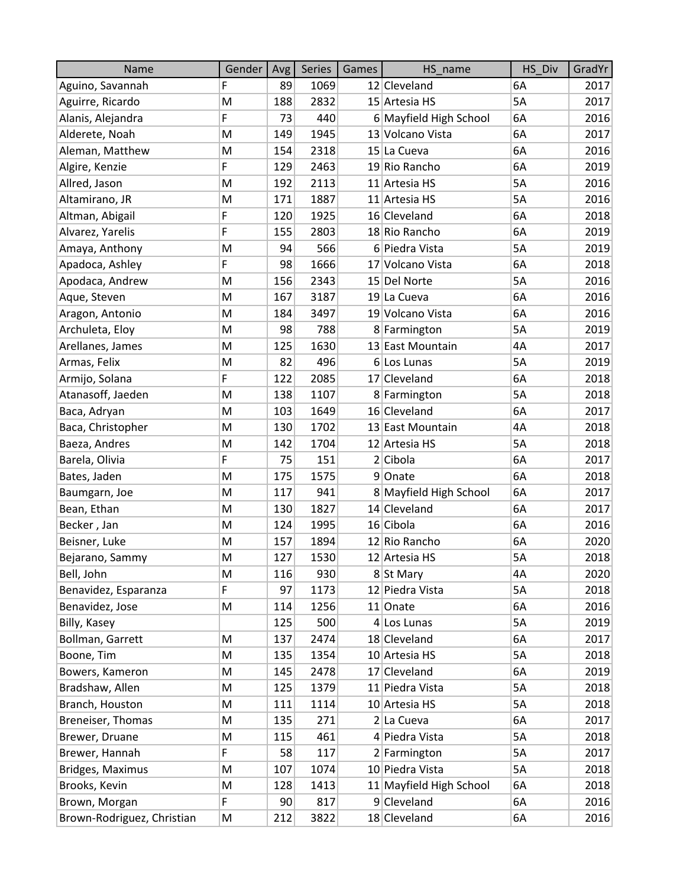| Name | Gender | Avg | Series | Games | HS_name | HS_Div | GradYr |
|---|---|---|---|---|---|---|---|
| Aguino, Savannah | F | 89 | 1069 | 12 | Cleveland | 6A | 2017 |
| Aguirre, Ricardo | M | 188 | 2832 | 15 | Artesia HS | 5A | 2017 |
| Alanis, Alejandra | F | 73 | 440 | 6 | Mayfield High School | 6A | 2016 |
| Alderete, Noah | M | 149 | 1945 | 13 | Volcano Vista | 6A | 2017 |
| Aleman, Matthew | M | 154 | 2318 | 15 | La Cueva | 6A | 2016 |
| Algire, Kenzie | F | 129 | 2463 | 19 | Rio Rancho | 6A | 2019 |
| Allred, Jason | M | 192 | 2113 | 11 | Artesia HS | 5A | 2016 |
| Altamirano, JR | M | 171 | 1887 | 11 | Artesia HS | 5A | 2016 |
| Altman, Abigail | F | 120 | 1925 | 16 | Cleveland | 6A | 2018 |
| Alvarez, Yarelis | F | 155 | 2803 | 18 | Rio Rancho | 6A | 2019 |
| Amaya, Anthony | M | 94 | 566 | 6 | Piedra Vista | 5A | 2019 |
| Apadoca, Ashley | F | 98 | 1666 | 17 | Volcano Vista | 6A | 2018 |
| Apodaca, Andrew | M | 156 | 2343 | 15 | Del Norte | 5A | 2016 |
| Aque, Steven | M | 167 | 3187 | 19 | La Cueva | 6A | 2016 |
| Aragon, Antonio | M | 184 | 3497 | 19 | Volcano Vista | 6A | 2016 |
| Archuleta, Eloy | M | 98 | 788 | 8 | Farmington | 5A | 2019 |
| Arellanes, James | M | 125 | 1630 | 13 | East Mountain | 4A | 2017 |
| Armas, Felix | M | 82 | 496 | 6 | Los Lunas | 5A | 2019 |
| Armijo, Solana | F | 122 | 2085 | 17 | Cleveland | 6A | 2018 |
| Atanasoff, Jaeden | M | 138 | 1107 | 8 | Farmington | 5A | 2018 |
| Baca, Adryan | M | 103 | 1649 | 16 | Cleveland | 6A | 2017 |
| Baca, Christopher | M | 130 | 1702 | 13 | East Mountain | 4A | 2018 |
| Baeza, Andres | M | 142 | 1704 | 12 | Artesia HS | 5A | 2018 |
| Barela, Olivia | F | 75 | 151 | 2 | Cibola | 6A | 2017 |
| Bates, Jaden | M | 175 | 1575 | 9 | Onate | 6A | 2018 |
| Baumgarn, Joe | M | 117 | 941 | 8 | Mayfield High School | 6A | 2017 |
| Bean, Ethan | M | 130 | 1827 | 14 | Cleveland | 6A | 2017 |
| Becker , Jan | M | 124 | 1995 | 16 | Cibola | 6A | 2016 |
| Beisner, Luke | M | 157 | 1894 | 12 | Rio Rancho | 6A | 2020 |
| Bejarano, Sammy | M | 127 | 1530 | 12 | Artesia HS | 5A | 2018 |
| Bell, John | M | 116 | 930 | 8 | St Mary | 4A | 2020 |
| Benavidez, Esparanza | F | 97 | 1173 | 12 | Piedra Vista | 5A | 2018 |
| Benavidez, Jose | M | 114 | 1256 | 11 | Onate | 6A | 2016 |
| Billy, Kasey | | 125 | 500 | 4 | Los Lunas | 5A | 2019 |
| Bollman, Garrett | M | 137 | 2474 | 18 | Cleveland | 6A | 2017 |
| Boone, Tim | M | 135 | 1354 | 10 | Artesia HS | 5A | 2018 |
| Bowers, Kameron | M | 145 | 2478 | 17 | Cleveland | 6A | 2019 |
| Bradshaw, Allen | M | 125 | 1379 | 11 | Piedra Vista | 5A | 2018 |
| Branch, Houston | M | 111 | 1114 | 10 | Artesia HS | 5A | 2018 |
| Breneiser, Thomas | M | 135 | 271 | 2 | La Cueva | 6A | 2017 |
| Brewer, Druane | M | 115 | 461 | 4 | Piedra Vista | 5A | 2018 |
| Brewer, Hannah | F | 58 | 117 | 2 | Farmington | 5A | 2017 |
| Bridges, Maximus | M | 107 | 1074 | 10 | Piedra Vista | 5A | 2018 |
| Brooks, Kevin | M | 128 | 1413 | 11 | Mayfield High School | 6A | 2018 |
| Brown, Morgan | F | 90 | 817 | 9 | Cleveland | 6A | 2016 |
| Brown-Rodriguez, Christian | M | 212 | 3822 | 18 | Cleveland | 6A | 2016 |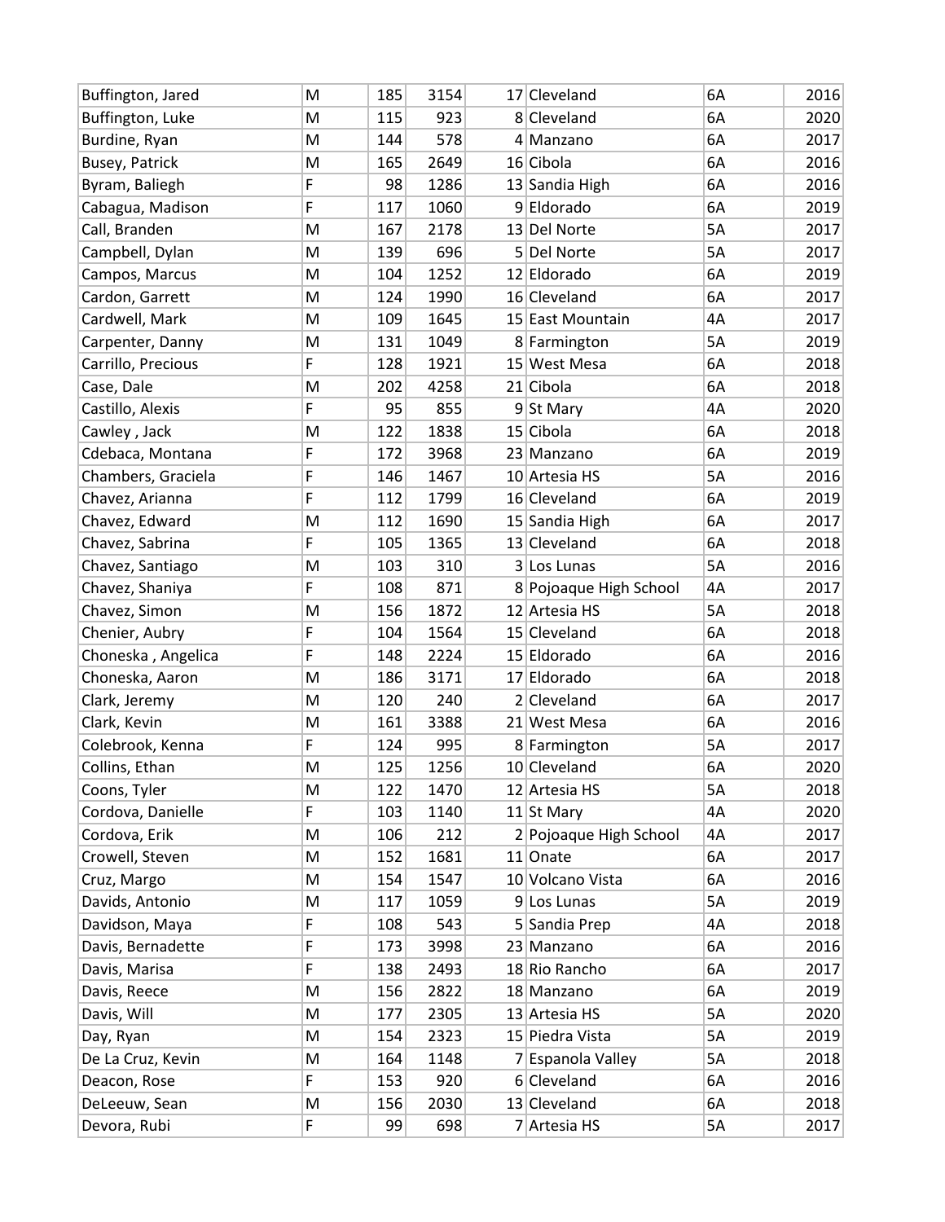| | | | | | | | |
|---|---|---|---|---|---|---|---|
| Buffington, Jared | M | 185 | 3154 | 17 | Cleveland | 6A | 2016 |
| Buffington, Luke | M | 115 | 923 | 8 | Cleveland | 6A | 2020 |
| Burdine, Ryan | M | 144 | 578 | 4 | Manzano | 6A | 2017 |
| Busey, Patrick | M | 165 | 2649 | 16 | Cibola | 6A | 2016 |
| Byram, Baliegh | F | 98 | 1286 | 13 | Sandia High | 6A | 2016 |
| Cabagua, Madison | F | 117 | 1060 | 9 | Eldorado | 6A | 2019 |
| Call, Branden | M | 167 | 2178 | 13 | Del Norte | 5A | 2017 |
| Campbell, Dylan | M | 139 | 696 | 5 | Del Norte | 5A | 2017 |
| Campos, Marcus | M | 104 | 1252 | 12 | Eldorado | 6A | 2019 |
| Cardon, Garrett | M | 124 | 1990 | 16 | Cleveland | 6A | 2017 |
| Cardwell, Mark | M | 109 | 1645 | 15 | East Mountain | 4A | 2017 |
| Carpenter, Danny | M | 131 | 1049 | 8 | Farmington | 5A | 2019 |
| Carrillo, Precious | F | 128 | 1921 | 15 | West Mesa | 6A | 2018 |
| Case, Dale | M | 202 | 4258 | 21 | Cibola | 6A | 2018 |
| Castillo, Alexis | F | 95 | 855 | 9 | St Mary | 4A | 2020 |
| Cawley , Jack | M | 122 | 1838 | 15 | Cibola | 6A | 2018 |
| Cdebaca, Montana | F | 172 | 3968 | 23 | Manzano | 6A | 2019 |
| Chambers, Graciela | F | 146 | 1467 | 10 | Artesia HS | 5A | 2016 |
| Chavez, Arianna | F | 112 | 1799 | 16 | Cleveland | 6A | 2019 |
| Chavez, Edward | M | 112 | 1690 | 15 | Sandia High | 6A | 2017 |
| Chavez, Sabrina | F | 105 | 1365 | 13 | Cleveland | 6A | 2018 |
| Chavez, Santiago | M | 103 | 310 | 3 | Los Lunas | 5A | 2016 |
| Chavez, Shaniya | F | 108 | 871 | 8 | Pojoaque High School | 4A | 2017 |
| Chavez, Simon | M | 156 | 1872 | 12 | Artesia HS | 5A | 2018 |
| Chenier, Aubry | F | 104 | 1564 | 15 | Cleveland | 6A | 2018 |
| Choneska , Angelica | F | 148 | 2224 | 15 | Eldorado | 6A | 2016 |
| Choneska, Aaron | M | 186 | 3171 | 17 | Eldorado | 6A | 2018 |
| Clark, Jeremy | M | 120 | 240 | 2 | Cleveland | 6A | 2017 |
| Clark, Kevin | M | 161 | 3388 | 21 | West Mesa | 6A | 2016 |
| Colebrook, Kenna | F | 124 | 995 | 8 | Farmington | 5A | 2017 |
| Collins, Ethan | M | 125 | 1256 | 10 | Cleveland | 6A | 2020 |
| Coons, Tyler | M | 122 | 1470 | 12 | Artesia HS | 5A | 2018 |
| Cordova, Danielle | F | 103 | 1140 | 11 | St Mary | 4A | 2020 |
| Cordova, Erik | M | 106 | 212 | 2 | Pojoaque High School | 4A | 2017 |
| Crowell, Steven | M | 152 | 1681 | 11 | Onate | 6A | 2017 |
| Cruz, Margo | M | 154 | 1547 | 10 | Volcano Vista | 6A | 2016 |
| Davids, Antonio | M | 117 | 1059 | 9 | Los Lunas | 5A | 2019 |
| Davidson, Maya | F | 108 | 543 | 5 | Sandia Prep | 4A | 2018 |
| Davis, Bernadette | F | 173 | 3998 | 23 | Manzano | 6A | 2016 |
| Davis, Marisa | F | 138 | 2493 | 18 | Rio Rancho | 6A | 2017 |
| Davis, Reece | M | 156 | 2822 | 18 | Manzano | 6A | 2019 |
| Davis, Will | M | 177 | 2305 | 13 | Artesia HS | 5A | 2020 |
| Day, Ryan | M | 154 | 2323 | 15 | Piedra Vista | 5A | 2019 |
| De La Cruz, Kevin | M | 164 | 1148 | 7 | Espanola Valley | 5A | 2018 |
| Deacon, Rose | F | 153 | 920 | 6 | Cleveland | 6A | 2016 |
| DeLeeuw, Sean | M | 156 | 2030 | 13 | Cleveland | 6A | 2018 |
| Devora, Rubi | F | 99 | 698 | 7 | Artesia HS | 5A | 2017 |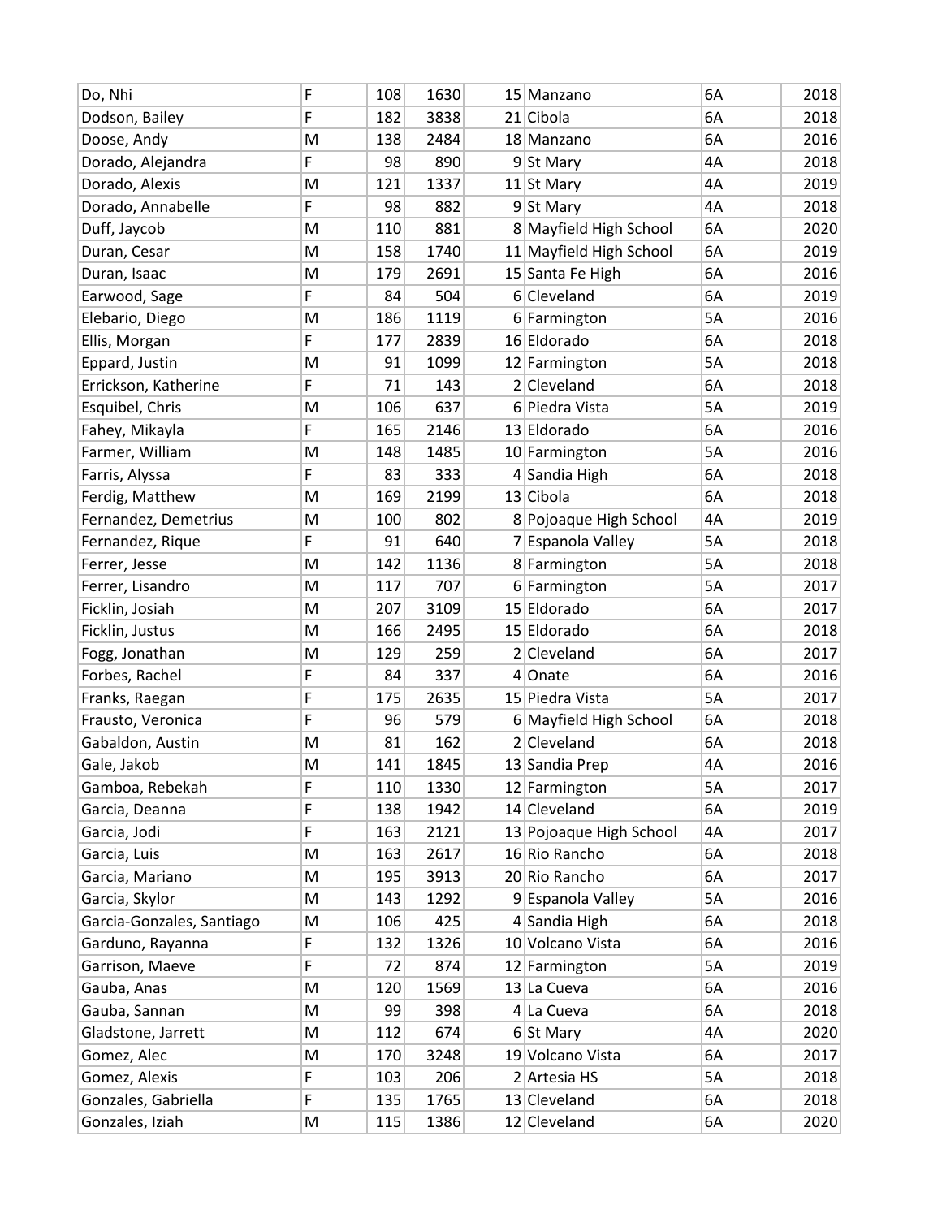| | | | | | | | |
|---|---|---|---|---|---|---|---|
| Do, Nhi | F | 108 | 1630 | 15 | Manzano | 6A | 2018 |
| Dodson, Bailey | F | 182 | 3838 | 21 | Cibola | 6A | 2018 |
| Doose, Andy | M | 138 | 2484 | 18 | Manzano | 6A | 2016 |
| Dorado, Alejandra | F | 98 | 890 | 9 | St Mary | 4A | 2018 |
| Dorado, Alexis | M | 121 | 1337 | 11 | St Mary | 4A | 2019 |
| Dorado, Annabelle | F | 98 | 882 | 9 | St Mary | 4A | 2018 |
| Duff, Jaycob | M | 110 | 881 | 8 | Mayfield High School | 6A | 2020 |
| Duran, Cesar | M | 158 | 1740 | 11 | Mayfield High School | 6A | 2019 |
| Duran, Isaac | M | 179 | 2691 | 15 | Santa Fe High | 6A | 2016 |
| Earwood, Sage | F | 84 | 504 | 6 | Cleveland | 6A | 2019 |
| Elebario, Diego | M | 186 | 1119 | 6 | Farmington | 5A | 2016 |
| Ellis, Morgan | F | 177 | 2839 | 16 | Eldorado | 6A | 2018 |
| Eppard, Justin | M | 91 | 1099 | 12 | Farmington | 5A | 2018 |
| Errickson, Katherine | F | 71 | 143 | 2 | Cleveland | 6A | 2018 |
| Esquibel, Chris | M | 106 | 637 | 6 | Piedra Vista | 5A | 2019 |
| Fahey, Mikayla | F | 165 | 2146 | 13 | Eldorado | 6A | 2016 |
| Farmer, William | M | 148 | 1485 | 10 | Farmington | 5A | 2016 |
| Farris, Alyssa | F | 83 | 333 | 4 | Sandia High | 6A | 2018 |
| Ferdig, Matthew | M | 169 | 2199 | 13 | Cibola | 6A | 2018 |
| Fernandez, Demetrius | M | 100 | 802 | 8 | Pojoaque High School | 4A | 2019 |
| Fernandez, Rique | F | 91 | 640 | 7 | Espanola Valley | 5A | 2018 |
| Ferrer, Jesse | M | 142 | 1136 | 8 | Farmington | 5A | 2018 |
| Ferrer, Lisandro | M | 117 | 707 | 6 | Farmington | 5A | 2017 |
| Ficklin, Josiah | M | 207 | 3109 | 15 | Eldorado | 6A | 2017 |
| Ficklin, Justus | M | 166 | 2495 | 15 | Eldorado | 6A | 2018 |
| Fogg, Jonathan | M | 129 | 259 | 2 | Cleveland | 6A | 2017 |
| Forbes, Rachel | F | 84 | 337 | 4 | Onate | 6A | 2016 |
| Franks, Raegan | F | 175 | 2635 | 15 | Piedra Vista | 5A | 2017 |
| Frausto, Veronica | F | 96 | 579 | 6 | Mayfield High School | 6A | 2018 |
| Gabaldon, Austin | M | 81 | 162 | 2 | Cleveland | 6A | 2018 |
| Gale, Jakob | M | 141 | 1845 | 13 | Sandia Prep | 4A | 2016 |
| Gamboa, Rebekah | F | 110 | 1330 | 12 | Farmington | 5A | 2017 |
| Garcia, Deanna | F | 138 | 1942 | 14 | Cleveland | 6A | 2019 |
| Garcia, Jodi | F | 163 | 2121 | 13 | Pojoaque High School | 4A | 2017 |
| Garcia, Luis | M | 163 | 2617 | 16 | Rio Rancho | 6A | 2018 |
| Garcia, Mariano | M | 195 | 3913 | 20 | Rio Rancho | 6A | 2017 |
| Garcia, Skylor | M | 143 | 1292 | 9 | Espanola Valley | 5A | 2016 |
| Garcia-Gonzales, Santiago | M | 106 | 425 | 4 | Sandia High | 6A | 2018 |
| Garduno, Rayanna | F | 132 | 1326 | 10 | Volcano Vista | 6A | 2016 |
| Garrison, Maeve | F | 72 | 874 | 12 | Farmington | 5A | 2019 |
| Gauba, Anas | M | 120 | 1569 | 13 | La Cueva | 6A | 2016 |
| Gauba, Sannan | M | 99 | 398 | 4 | La Cueva | 6A | 2018 |
| Gladstone, Jarrett | M | 112 | 674 | 6 | St Mary | 4A | 2020 |
| Gomez, Alec | M | 170 | 3248 | 19 | Volcano Vista | 6A | 2017 |
| Gomez, Alexis | F | 103 | 206 | 2 | Artesia HS | 5A | 2018 |
| Gonzales, Gabriella | F | 135 | 1765 | 13 | Cleveland | 6A | 2018 |
| Gonzales, Iziah | M | 115 | 1386 | 12 | Cleveland | 6A | 2020 |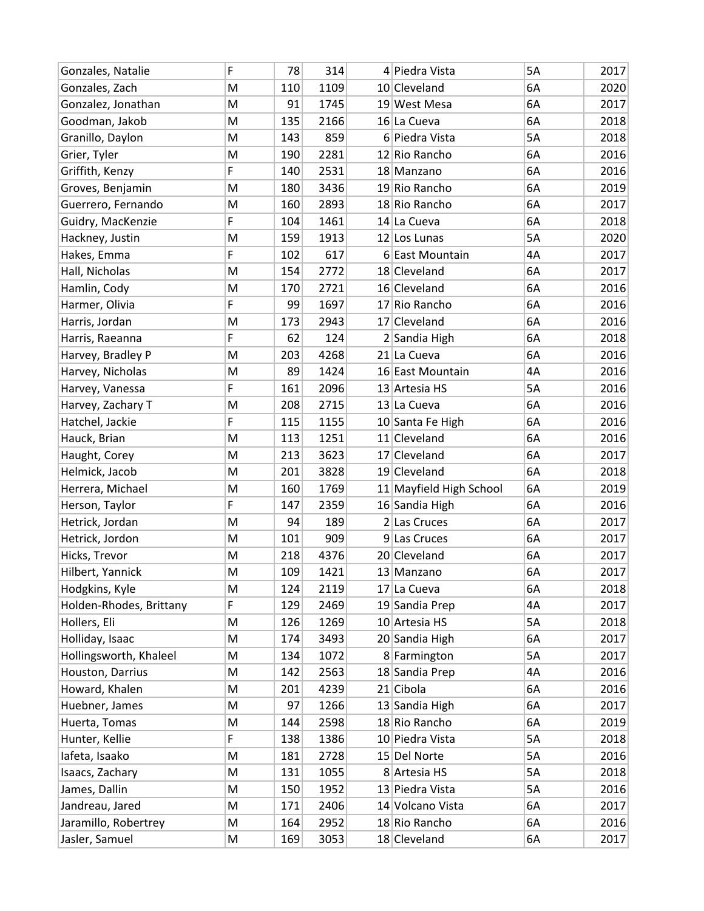| | | | | | | | |
|---|---|---|---|---|---|---|---|
| Gonzales, Natalie | F | 78 | 314 | 4 | Piedra Vista | 5A | 2017 |
| Gonzales, Zach | M | 110 | 1109 | 10 | Cleveland | 6A | 2020 |
| Gonzalez, Jonathan | M | 91 | 1745 | 19 | West Mesa | 6A | 2017 |
| Goodman, Jakob | M | 135 | 2166 | 16 | La Cueva | 6A | 2018 |
| Granillo, Daylon | M | 143 | 859 | 6 | Piedra Vista | 5A | 2018 |
| Grier, Tyler | M | 190 | 2281 | 12 | Rio Rancho | 6A | 2016 |
| Griffith, Kenzy | F | 140 | 2531 | 18 | Manzano | 6A | 2016 |
| Groves, Benjamin | M | 180 | 3436 | 19 | Rio Rancho | 6A | 2019 |
| Guerrero, Fernando | M | 160 | 2893 | 18 | Rio Rancho | 6A | 2017 |
| Guidry, MacKenzie | F | 104 | 1461 | 14 | La Cueva | 6A | 2018 |
| Hackney, Justin | M | 159 | 1913 | 12 | Los Lunas | 5A | 2020 |
| Hakes, Emma | F | 102 | 617 | 6 | East Mountain | 4A | 2017 |
| Hall, Nicholas | M | 154 | 2772 | 18 | Cleveland | 6A | 2017 |
| Hamlin, Cody | M | 170 | 2721 | 16 | Cleveland | 6A | 2016 |
| Harmer, Olivia | F | 99 | 1697 | 17 | Rio Rancho | 6A | 2016 |
| Harris, Jordan | M | 173 | 2943 | 17 | Cleveland | 6A | 2016 |
| Harris, Raeanna | F | 62 | 124 | 2 | Sandia High | 6A | 2018 |
| Harvey, Bradley P | M | 203 | 4268 | 21 | La Cueva | 6A | 2016 |
| Harvey, Nicholas | M | 89 | 1424 | 16 | East Mountain | 4A | 2016 |
| Harvey, Vanessa | F | 161 | 2096 | 13 | Artesia HS | 5A | 2016 |
| Harvey, Zachary T | M | 208 | 2715 | 13 | La Cueva | 6A | 2016 |
| Hatchel, Jackie | F | 115 | 1155 | 10 | Santa Fe High | 6A | 2016 |
| Hauck, Brian | M | 113 | 1251 | 11 | Cleveland | 6A | 2016 |
| Haught, Corey | M | 213 | 3623 | 17 | Cleveland | 6A | 2017 |
| Helmick, Jacob | M | 201 | 3828 | 19 | Cleveland | 6A | 2018 |
| Herrera, Michael | M | 160 | 1769 | 11 | Mayfield High School | 6A | 2019 |
| Herson, Taylor | F | 147 | 2359 | 16 | Sandia High | 6A | 2016 |
| Hetrick, Jordan | M | 94 | 189 | 2 | Las Cruces | 6A | 2017 |
| Hetrick, Jordon | M | 101 | 909 | 9 | Las Cruces | 6A | 2017 |
| Hicks, Trevor | M | 218 | 4376 | 20 | Cleveland | 6A | 2017 |
| Hilbert, Yannick | M | 109 | 1421 | 13 | Manzano | 6A | 2017 |
| Hodgkins, Kyle | M | 124 | 2119 | 17 | La Cueva | 6A | 2018 |
| Holden-Rhodes, Brittany | F | 129 | 2469 | 19 | Sandia Prep | 4A | 2017 |
| Hollers, Eli | M | 126 | 1269 | 10 | Artesia HS | 5A | 2018 |
| Holliday, Isaac | M | 174 | 3493 | 20 | Sandia High | 6A | 2017 |
| Hollingsworth, Khaleel | M | 134 | 1072 | 8 | Farmington | 5A | 2017 |
| Houston, Darrius | M | 142 | 2563 | 18 | Sandia Prep | 4A | 2016 |
| Howard, Khalen | M | 201 | 4239 | 21 | Cibola | 6A | 2016 |
| Huebner, James | M | 97 | 1266 | 13 | Sandia High | 6A | 2017 |
| Huerta, Tomas | M | 144 | 2598 | 18 | Rio Rancho | 6A | 2019 |
| Hunter, Kellie | F | 138 | 1386 | 10 | Piedra Vista | 5A | 2018 |
| Iafeta, Isaako | M | 181 | 2728 | 15 | Del Norte | 5A | 2016 |
| Isaacs, Zachary | M | 131 | 1055 | 8 | Artesia HS | 5A | 2018 |
| James, Dallin | M | 150 | 1952 | 13 | Piedra Vista | 5A | 2016 |
| Jandreau, Jared | M | 171 | 2406 | 14 | Volcano Vista | 6A | 2017 |
| Jaramillo, Robertrey | M | 164 | 2952 | 18 | Rio Rancho | 6A | 2016 |
| Jasler, Samuel | M | 169 | 3053 | 18 | Cleveland | 6A | 2017 |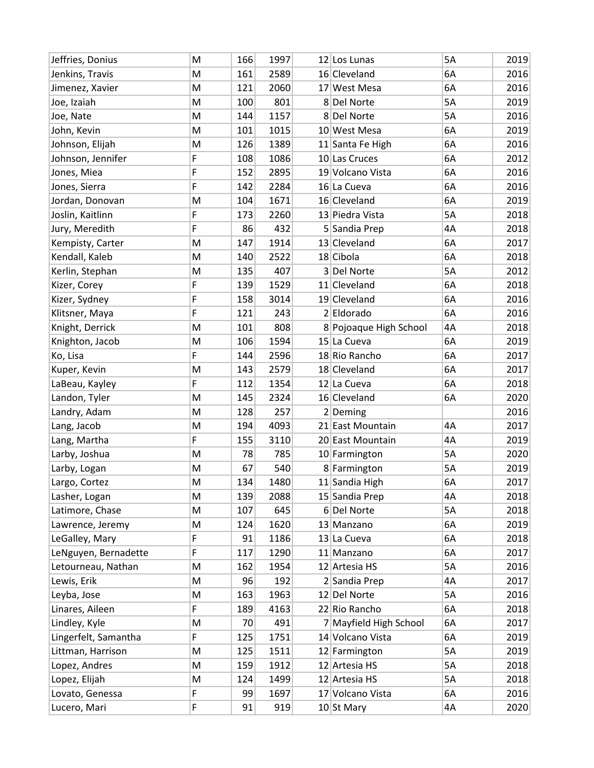| | | | | | | | |
|---|---|---|---|---|---|---|---|
| Jeffries, Donius | M | 166 | 1997 | 12 | Los Lunas | 5A | 2019 |
| Jenkins, Travis | M | 161 | 2589 | 16 | Cleveland | 6A | 2016 |
| Jimenez, Xavier | M | 121 | 2060 | 17 | West Mesa | 6A | 2016 |
| Joe, Izaiah | M | 100 | 801 | 8 | Del Norte | 5A | 2019 |
| Joe, Nate | M | 144 | 1157 | 8 | Del Norte | 5A | 2016 |
| John, Kevin | M | 101 | 1015 | 10 | West Mesa | 6A | 2019 |
| Johnson, Elijah | M | 126 | 1389 | 11 | Santa Fe High | 6A | 2016 |
| Johnson, Jennifer | F | 108 | 1086 | 10 | Las Cruces | 6A | 2012 |
| Jones, Miea | F | 152 | 2895 | 19 | Volcano Vista | 6A | 2016 |
| Jones, Sierra | F | 142 | 2284 | 16 | La Cueva | 6A | 2016 |
| Jordan, Donovan | M | 104 | 1671 | 16 | Cleveland | 6A | 2019 |
| Joslin, Kaitlinn | F | 173 | 2260 | 13 | Piedra Vista | 5A | 2018 |
| Jury, Meredith | F | 86 | 432 | 5 | Sandia Prep | 4A | 2018 |
| Kempisty, Carter | M | 147 | 1914 | 13 | Cleveland | 6A | 2017 |
| Kendall, Kaleb | M | 140 | 2522 | 18 | Cibola | 6A | 2018 |
| Kerlin, Stephan | M | 135 | 407 | 3 | Del Norte | 5A | 2012 |
| Kizer, Corey | F | 139 | 1529 | 11 | Cleveland | 6A | 2018 |
| Kizer, Sydney | F | 158 | 3014 | 19 | Cleveland | 6A | 2016 |
| Klitsner, Maya | F | 121 | 243 | 2 | Eldorado | 6A | 2016 |
| Knight, Derrick | M | 101 | 808 | 8 | Pojoaque High School | 4A | 2018 |
| Knighton, Jacob | M | 106 | 1594 | 15 | La Cueva | 6A | 2019 |
| Ko, Lisa | F | 144 | 2596 | 18 | Rio Rancho | 6A | 2017 |
| Kuper, Kevin | M | 143 | 2579 | 18 | Cleveland | 6A | 2017 |
| LaBeau, Kayley | F | 112 | 1354 | 12 | La Cueva | 6A | 2018 |
| Landon, Tyler | M | 145 | 2324 | 16 | Cleveland | 6A | 2020 |
| Landry, Adam | M | 128 | 257 | 2 | Deming | | 2016 |
| Lang, Jacob | M | 194 | 4093 | 21 | East Mountain | 4A | 2017 |
| Lang, Martha | F | 155 | 3110 | 20 | East Mountain | 4A | 2019 |
| Larby, Joshua | M | 78 | 785 | 10 | Farmington | 5A | 2020 |
| Larby, Logan | M | 67 | 540 | 8 | Farmington | 5A | 2019 |
| Largo, Cortez | M | 134 | 1480 | 11 | Sandia High | 6A | 2017 |
| Lasher, Logan | M | 139 | 2088 | 15 | Sandia Prep | 4A | 2018 |
| Latimore, Chase | M | 107 | 645 | 6 | Del Norte | 5A | 2018 |
| Lawrence, Jeremy | M | 124 | 1620 | 13 | Manzano | 6A | 2019 |
| LeGalley, Mary | F | 91 | 1186 | 13 | La Cueva | 6A | 2018 |
| LeNguyen, Bernadette | F | 117 | 1290 | 11 | Manzano | 6A | 2017 |
| Letourneau, Nathan | M | 162 | 1954 | 12 | Artesia HS | 5A | 2016 |
| Lewis, Erik | M | 96 | 192 | 2 | Sandia Prep | 4A | 2017 |
| Leyba, Jose | M | 163 | 1963 | 12 | Del Norte | 5A | 2016 |
| Linares, Aileen | F | 189 | 4163 | 22 | Rio Rancho | 6A | 2018 |
| Lindley, Kyle | M | 70 | 491 | 7 | Mayfield High School | 6A | 2017 |
| Lingerfelt, Samantha | F | 125 | 1751 | 14 | Volcano Vista | 6A | 2019 |
| Littman, Harrison | M | 125 | 1511 | 12 | Farmington | 5A | 2019 |
| Lopez, Andres | M | 159 | 1912 | 12 | Artesia HS | 5A | 2018 |
| Lopez, Elijah | M | 124 | 1499 | 12 | Artesia HS | 5A | 2018 |
| Lovato, Genessa | F | 99 | 1697 | 17 | Volcano Vista | 6A | 2016 |
| Lucero, Mari | F | 91 | 919 | 10 | St Mary | 4A | 2020 |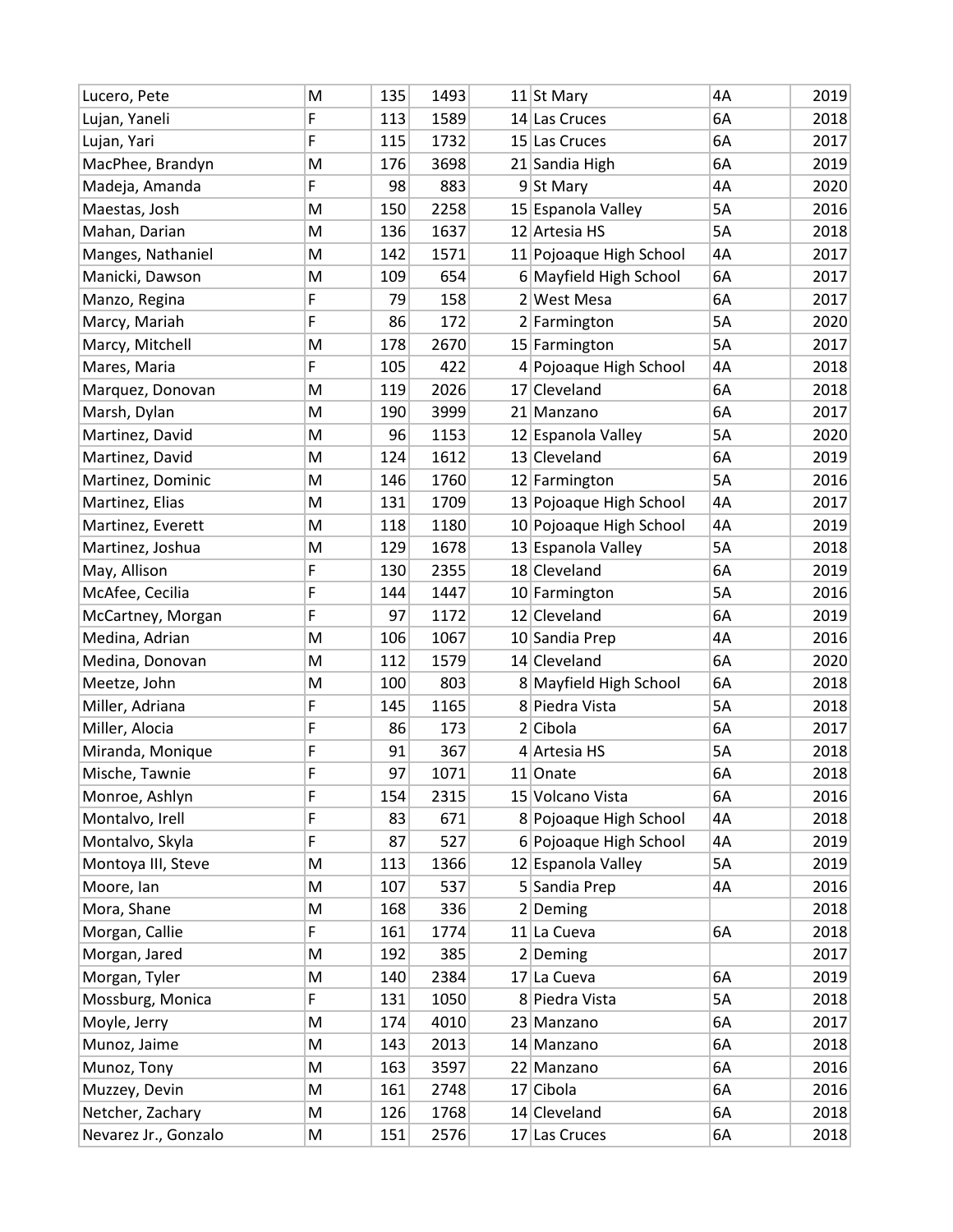| | | | | | | | |
|---|---|---|---|---|---|---|---|
| Lucero, Pete | M | 135 | 1493 | 11 | St Mary | 4A | 2019 |
| Lujan, Yaneli | F | 113 | 1589 | 14 | Las Cruces | 6A | 2018 |
| Lujan, Yari | F | 115 | 1732 | 15 | Las Cruces | 6A | 2017 |
| MacPhee, Brandyn | M | 176 | 3698 | 21 | Sandia High | 6A | 2019 |
| Madeja, Amanda | F | 98 | 883 | 9 | St Mary | 4A | 2020 |
| Maestas, Josh | M | 150 | 2258 | 15 | Espanola Valley | 5A | 2016 |
| Mahan, Darian | M | 136 | 1637 | 12 | Artesia HS | 5A | 2018 |
| Manges, Nathaniel | M | 142 | 1571 | 11 | Pojoaque High School | 4A | 2017 |
| Manicki, Dawson | M | 109 | 654 | 6 | Mayfield High School | 6A | 2017 |
| Manzo, Regina | F | 79 | 158 | 2 | West Mesa | 6A | 2017 |
| Marcy, Mariah | F | 86 | 172 | 2 | Farmington | 5A | 2020 |
| Marcy, Mitchell | M | 178 | 2670 | 15 | Farmington | 5A | 2017 |
| Mares, Maria | F | 105 | 422 | 4 | Pojoaque High School | 4A | 2018 |
| Marquez, Donovan | M | 119 | 2026 | 17 | Cleveland | 6A | 2018 |
| Marsh, Dylan | M | 190 | 3999 | 21 | Manzano | 6A | 2017 |
| Martinez, David | M | 96 | 1153 | 12 | Espanola Valley | 5A | 2020 |
| Martinez, David | M | 124 | 1612 | 13 | Cleveland | 6A | 2019 |
| Martinez, Dominic | M | 146 | 1760 | 12 | Farmington | 5A | 2016 |
| Martinez, Elias | M | 131 | 1709 | 13 | Pojoaque High School | 4A | 2017 |
| Martinez, Everett | M | 118 | 1180 | 10 | Pojoaque High School | 4A | 2019 |
| Martinez, Joshua | M | 129 | 1678 | 13 | Espanola Valley | 5A | 2018 |
| May, Allison | F | 130 | 2355 | 18 | Cleveland | 6A | 2019 |
| McAfee, Cecilia | F | 144 | 1447 | 10 | Farmington | 5A | 2016 |
| McCartney, Morgan | F | 97 | 1172 | 12 | Cleveland | 6A | 2019 |
| Medina, Adrian | M | 106 | 1067 | 10 | Sandia Prep | 4A | 2016 |
| Medina, Donovan | M | 112 | 1579 | 14 | Cleveland | 6A | 2020 |
| Meetze, John | M | 100 | 803 | 8 | Mayfield High School | 6A | 2018 |
| Miller, Adriana | F | 145 | 1165 | 8 | Piedra Vista | 5A | 2018 |
| Miller, Alocia | F | 86 | 173 | 2 | Cibola | 6A | 2017 |
| Miranda, Monique | F | 91 | 367 | 4 | Artesia HS | 5A | 2018 |
| Mische, Tawnie | F | 97 | 1071 | 11 | Onate | 6A | 2018 |
| Monroe, Ashlyn | F | 154 | 2315 | 15 | Volcano Vista | 6A | 2016 |
| Montalvo, Irell | F | 83 | 671 | 8 | Pojoaque High School | 4A | 2018 |
| Montalvo, Skyla | F | 87 | 527 | 6 | Pojoaque High School | 4A | 2019 |
| Montoya III, Steve | M | 113 | 1366 | 12 | Espanola Valley | 5A | 2019 |
| Moore, Ian | M | 107 | 537 | 5 | Sandia Prep | 4A | 2016 |
| Mora, Shane | M | 168 | 336 | 2 | Deming | | 2018 |
| Morgan, Callie | F | 161 | 1774 | 11 | La Cueva | 6A | 2018 |
| Morgan, Jared | M | 192 | 385 | 2 | Deming | | 2017 |
| Morgan, Tyler | M | 140 | 2384 | 17 | La Cueva | 6A | 2019 |
| Mossburg, Monica | F | 131 | 1050 | 8 | Piedra Vista | 5A | 2018 |
| Moyle, Jerry | M | 174 | 4010 | 23 | Manzano | 6A | 2017 |
| Munoz, Jaime | M | 143 | 2013 | 14 | Manzano | 6A | 2018 |
| Munoz, Tony | M | 163 | 3597 | 22 | Manzano | 6A | 2016 |
| Muzzey, Devin | M | 161 | 2748 | 17 | Cibola | 6A | 2016 |
| Netcher, Zachary | M | 126 | 1768 | 14 | Cleveland | 6A | 2018 |
| Nevarez Jr., Gonzalo | M | 151 | 2576 | 17 | Las Cruces | 6A | 2018 |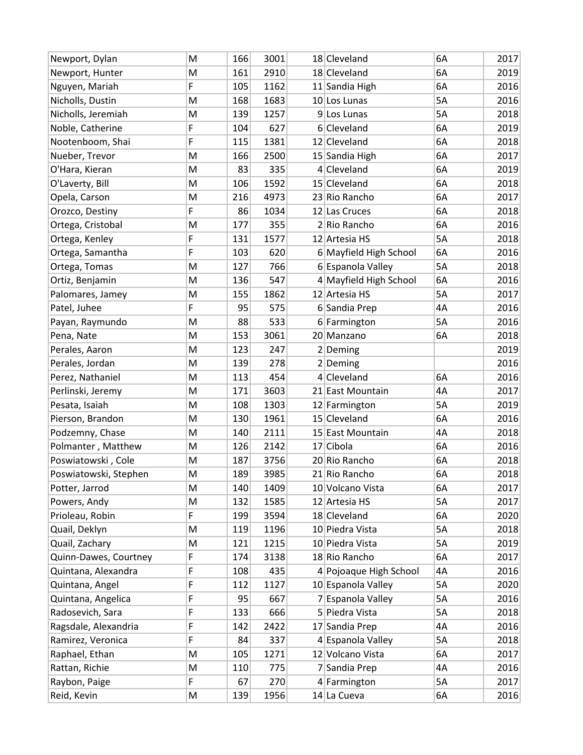| Newport, Dylan | M | 166 | 3001 | 18 | Cleveland | 6A | 2017 |
|---|---|---|---|---|---|---|---|
| Newport, Hunter | M | 161 | 2910 | 18 | Cleveland | 6A | 2019 |
| Nguyen, Mariah | F | 105 | 1162 | 11 | Sandia High | 6A | 2016 |
| Nicholls, Dustin | M | 168 | 1683 | 10 | Los Lunas | 5A | 2016 |
| Nicholls, Jeremiah | M | 139 | 1257 | 9 | Los Lunas | 5A | 2018 |
| Noble, Catherine | F | 104 | 627 | 6 | Cleveland | 6A | 2019 |
| Nootenboom, Shai | F | 115 | 1381 | 12 | Cleveland | 6A | 2018 |
| Nueber, Trevor | M | 166 | 2500 | 15 | Sandia High | 6A | 2017 |
| O'Hara, Kieran | M | 83 | 335 | 4 | Cleveland | 6A | 2019 |
| O'Laverty, Bill | M | 106 | 1592 | 15 | Cleveland | 6A | 2018 |
| Opela, Carson | M | 216 | 4973 | 23 | Rio Rancho | 6A | 2017 |
| Orozco, Destiny | F | 86 | 1034 | 12 | Las Cruces | 6A | 2018 |
| Ortega, Cristobal | M | 177 | 355 | 2 | Rio Rancho | 6A | 2016 |
| Ortega, Kenley | F | 131 | 1577 | 12 | Artesia HS | 5A | 2018 |
| Ortega, Samantha | F | 103 | 620 | 6 | Mayfield High School | 6A | 2016 |
| Ortega, Tomas | M | 127 | 766 | 6 | Espanola Valley | 5A | 2018 |
| Ortiz, Benjamin | M | 136 | 547 | 4 | Mayfield High School | 6A | 2016 |
| Palomares, Jamey | M | 155 | 1862 | 12 | Artesia HS | 5A | 2017 |
| Patel, Juhee | F | 95 | 575 | 6 | Sandia Prep | 4A | 2016 |
| Payan, Raymundo | M | 88 | 533 | 6 | Farmington | 5A | 2016 |
| Pena, Nate | M | 153 | 3061 | 20 | Manzano | 6A | 2018 |
| Perales, Aaron | M | 123 | 247 | 2 | Deming | | 2019 |
| Perales, Jordan | M | 139 | 278 | 2 | Deming | | 2016 |
| Perez, Nathaniel | M | 113 | 454 | 4 | Cleveland | 6A | 2016 |
| Perlinski, Jeremy | M | 171 | 3603 | 21 | East Mountain | 4A | 2017 |
| Pesata, Isaiah | M | 108 | 1303 | 12 | Farmington | 5A | 2019 |
| Pierson, Brandon | M | 130 | 1961 | 15 | Cleveland | 6A | 2016 |
| Podzemny, Chase | M | 140 | 2111 | 15 | East Mountain | 4A | 2018 |
| Polmanter , Matthew | M | 126 | 2142 | 17 | Cibola | 6A | 2016 |
| Poswiatowski , Cole | M | 187 | 3756 | 20 | Rio Rancho | 6A | 2018 |
| Poswiatowski, Stephen | M | 189 | 3985 | 21 | Rio Rancho | 6A | 2018 |
| Potter, Jarrod | M | 140 | 1409 | 10 | Volcano Vista | 6A | 2017 |
| Powers, Andy | M | 132 | 1585 | 12 | Artesia HS | 5A | 2017 |
| Prioleau, Robin | F | 199 | 3594 | 18 | Cleveland | 6A | 2020 |
| Quail, Deklyn | M | 119 | 1196 | 10 | Piedra Vista | 5A | 2018 |
| Quail, Zachary | M | 121 | 1215 | 10 | Piedra Vista | 5A | 2019 |
| Quinn-Dawes, Courtney | F | 174 | 3138 | 18 | Rio Rancho | 6A | 2017 |
| Quintana, Alexandra | F | 108 | 435 | 4 | Pojoaque High School | 4A | 2016 |
| Quintana, Angel | F | 112 | 1127 | 10 | Espanola Valley | 5A | 2020 |
| Quintana, Angelica | F | 95 | 667 | 7 | Espanola Valley | 5A | 2016 |
| Radosevich, Sara | F | 133 | 666 | 5 | Piedra Vista | 5A | 2018 |
| Ragsdale, Alexandria | F | 142 | 2422 | 17 | Sandia Prep | 4A | 2016 |
| Ramirez, Veronica | F | 84 | 337 | 4 | Espanola Valley | 5A | 2018 |
| Raphael, Ethan | M | 105 | 1271 | 12 | Volcano Vista | 6A | 2017 |
| Rattan, Richie | M | 110 | 775 | 7 | Sandia Prep | 4A | 2016 |
| Raybon, Paige | F | 67 | 270 | 4 | Farmington | 5A | 2017 |
| Reid, Kevin | M | 139 | 1956 | 14 | La Cueva | 6A | 2016 |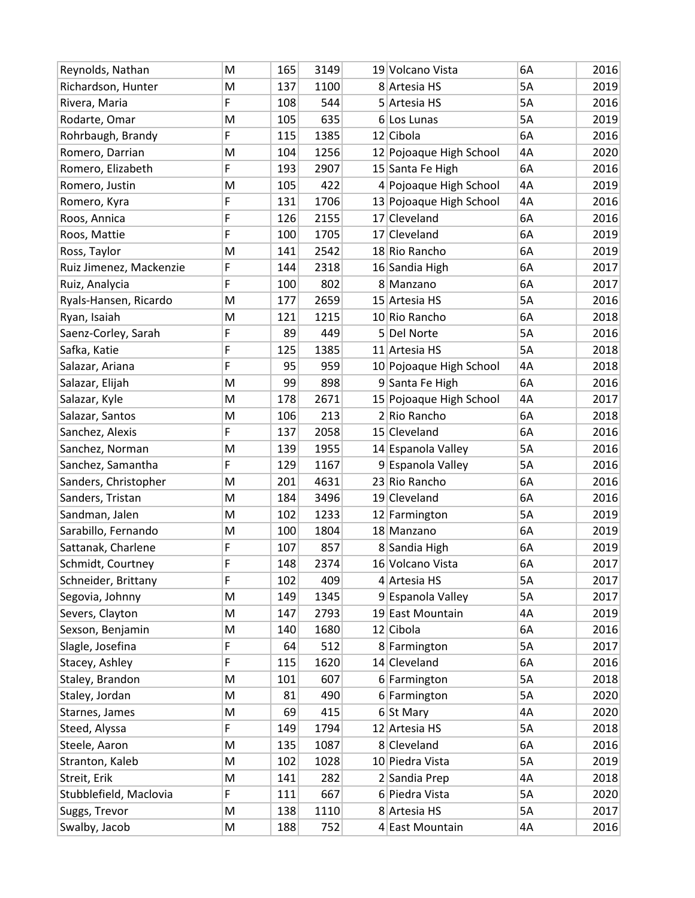| | | | | | | | |
|---|---|---|---|---|---|---|---|
| Reynolds, Nathan | M | 165 | 3149 | 19 | Volcano Vista | 6A | 2016 |
| Richardson, Hunter | M | 137 | 1100 | 8 | Artesia HS | 5A | 2019 |
| Rivera, Maria | F | 108 | 544 | 5 | Artesia HS | 5A | 2016 |
| Rodarte, Omar | M | 105 | 635 | 6 | Los Lunas | 5A | 2019 |
| Rohrbaugh, Brandy | F | 115 | 1385 | 12 | Cibola | 6A | 2016 |
| Romero, Darrian | M | 104 | 1256 | 12 | Pojoaque High School | 4A | 2020 |
| Romero, Elizabeth | F | 193 | 2907 | 15 | Santa Fe High | 6A | 2016 |
| Romero, Justin | M | 105 | 422 | 4 | Pojoaque High School | 4A | 2019 |
| Romero, Kyra | F | 131 | 1706 | 13 | Pojoaque High School | 4A | 2016 |
| Roos, Annica | F | 126 | 2155 | 17 | Cleveland | 6A | 2016 |
| Roos, Mattie | F | 100 | 1705 | 17 | Cleveland | 6A | 2019 |
| Ross, Taylor | M | 141 | 2542 | 18 | Rio Rancho | 6A | 2019 |
| Ruiz Jimenez, Mackenzie | F | 144 | 2318 | 16 | Sandia High | 6A | 2017 |
| Ruiz, Analycia | F | 100 | 802 | 8 | Manzano | 6A | 2017 |
| Ryals-Hansen, Ricardo | M | 177 | 2659 | 15 | Artesia HS | 5A | 2016 |
| Ryan, Isaiah | M | 121 | 1215 | 10 | Rio Rancho | 6A | 2018 |
| Saenz-Corley, Sarah | F | 89 | 449 | 5 | Del Norte | 5A | 2016 |
| Safka, Katie | F | 125 | 1385 | 11 | Artesia HS | 5A | 2018 |
| Salazar, Ariana | F | 95 | 959 | 10 | Pojoaque High School | 4A | 2018 |
| Salazar, Elijah | M | 99 | 898 | 9 | Santa Fe High | 6A | 2016 |
| Salazar, Kyle | M | 178 | 2671 | 15 | Pojoaque High School | 4A | 2017 |
| Salazar, Santos | M | 106 | 213 | 2 | Rio Rancho | 6A | 2018 |
| Sanchez, Alexis | F | 137 | 2058 | 15 | Cleveland | 6A | 2016 |
| Sanchez, Norman | M | 139 | 1955 | 14 | Espanola Valley | 5A | 2016 |
| Sanchez, Samantha | F | 129 | 1167 | 9 | Espanola Valley | 5A | 2016 |
| Sanders, Christopher | M | 201 | 4631 | 23 | Rio Rancho | 6A | 2016 |
| Sanders, Tristan | M | 184 | 3496 | 19 | Cleveland | 6A | 2016 |
| Sandman, Jalen | M | 102 | 1233 | 12 | Farmington | 5A | 2019 |
| Sarabillo, Fernando | M | 100 | 1804 | 18 | Manzano | 6A | 2019 |
| Sattanak, Charlene | F | 107 | 857 | 8 | Sandia High | 6A | 2019 |
| Schmidt, Courtney | F | 148 | 2374 | 16 | Volcano Vista | 6A | 2017 |
| Schneider, Brittany | F | 102 | 409 | 4 | Artesia HS | 5A | 2017 |
| Segovia, Johnny | M | 149 | 1345 | 9 | Espanola Valley | 5A | 2017 |
| Severs, Clayton | M | 147 | 2793 | 19 | East Mountain | 4A | 2019 |
| Sexson, Benjamin | M | 140 | 1680 | 12 | Cibola | 6A | 2016 |
| Slagle, Josefina | F | 64 | 512 | 8 | Farmington | 5A | 2017 |
| Stacey, Ashley | F | 115 | 1620 | 14 | Cleveland | 6A | 2016 |
| Staley, Brandon | M | 101 | 607 | 6 | Farmington | 5A | 2018 |
| Staley, Jordan | M | 81 | 490 | 6 | Farmington | 5A | 2020 |
| Starnes, James | M | 69 | 415 | 6 | St Mary | 4A | 2020 |
| Steed, Alyssa | F | 149 | 1794 | 12 | Artesia HS | 5A | 2018 |
| Steele, Aaron | M | 135 | 1087 | 8 | Cleveland | 6A | 2016 |
| Stranton, Kaleb | M | 102 | 1028 | 10 | Piedra Vista | 5A | 2019 |
| Streit, Erik | M | 141 | 282 | 2 | Sandia Prep | 4A | 2018 |
| Stubblefield, Maclovia | F | 111 | 667 | 6 | Piedra Vista | 5A | 2020 |
| Suggs, Trevor | M | 138 | 1110 | 8 | Artesia HS | 5A | 2017 |
| Swalby, Jacob | M | 188 | 752 | 4 | East Mountain | 4A | 2016 |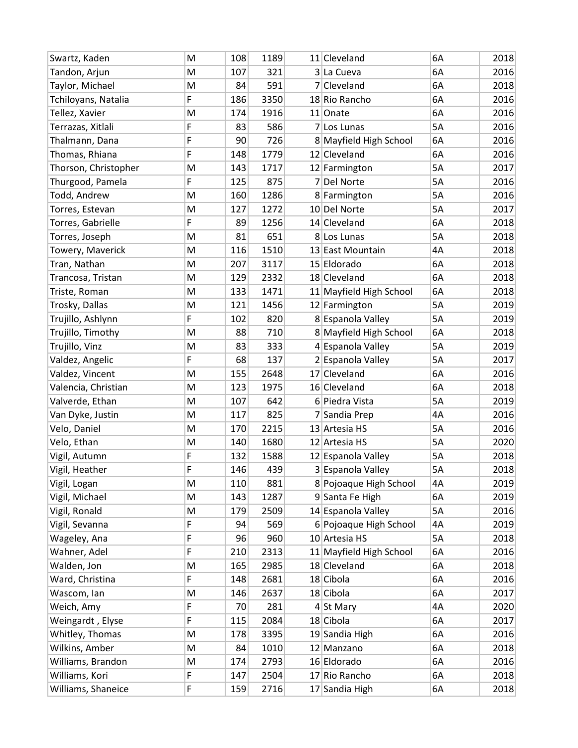| | | | | | | | |
|---|---|---|---|---|---|---|---|
| Swartz, Kaden | M | 108 | 1189 | 11 | Cleveland | 6A | 2018 |
| Tandon, Arjun | M | 107 | 321 | 3 | La Cueva | 6A | 2016 |
| Taylor, Michael | M | 84 | 591 | 7 | Cleveland | 6A | 2018 |
| Tchiloyans, Natalia | F | 186 | 3350 | 18 | Rio Rancho | 6A | 2016 |
| Tellez, Xavier | M | 174 | 1916 | 11 | Onate | 6A | 2016 |
| Terrazas, Xitlali | F | 83 | 586 | 7 | Los Lunas | 5A | 2016 |
| Thalmann, Dana | F | 90 | 726 | 8 | Mayfield High School | 6A | 2016 |
| Thomas, Rhiana | F | 148 | 1779 | 12 | Cleveland | 6A | 2016 |
| Thorson, Christopher | M | 143 | 1717 | 12 | Farmington | 5A | 2017 |
| Thurgood, Pamela | F | 125 | 875 | 7 | Del Norte | 5A | 2016 |
| Todd, Andrew | M | 160 | 1286 | 8 | Farmington | 5A | 2016 |
| Torres, Estevan | M | 127 | 1272 | 10 | Del Norte | 5A | 2017 |
| Torres, Gabrielle | F | 89 | 1256 | 14 | Cleveland | 6A | 2018 |
| Torres, Joseph | M | 81 | 651 | 8 | Los Lunas | 5A | 2018 |
| Towery, Maverick | M | 116 | 1510 | 13 | East Mountain | 4A | 2018 |
| Tran, Nathan | M | 207 | 3117 | 15 | Eldorado | 6A | 2018 |
| Trancosa, Tristan | M | 129 | 2332 | 18 | Cleveland | 6A | 2018 |
| Triste, Roman | M | 133 | 1471 | 11 | Mayfield High School | 6A | 2018 |
| Trosky, Dallas | M | 121 | 1456 | 12 | Farmington | 5A | 2019 |
| Trujillo, Ashlynn | F | 102 | 820 | 8 | Espanola Valley | 5A | 2019 |
| Trujillo, Timothy | M | 88 | 710 | 8 | Mayfield High School | 6A | 2018 |
| Trujillo, Vinz | M | 83 | 333 | 4 | Espanola Valley | 5A | 2019 |
| Valdez, Angelic | F | 68 | 137 | 2 | Espanola Valley | 5A | 2017 |
| Valdez, Vincent | M | 155 | 2648 | 17 | Cleveland | 6A | 2016 |
| Valencia, Christian | M | 123 | 1975 | 16 | Cleveland | 6A | 2018 |
| Valverde, Ethan | M | 107 | 642 | 6 | Piedra Vista | 5A | 2019 |
| Van Dyke, Justin | M | 117 | 825 | 7 | Sandia Prep | 4A | 2016 |
| Velo, Daniel | M | 170 | 2215 | 13 | Artesia HS | 5A | 2016 |
| Velo, Ethan | M | 140 | 1680 | 12 | Artesia HS | 5A | 2020 |
| Vigil, Autumn | F | 132 | 1588 | 12 | Espanola Valley | 5A | 2018 |
| Vigil, Heather | F | 146 | 439 | 3 | Espanola Valley | 5A | 2018 |
| Vigil, Logan | M | 110 | 881 | 8 | Pojoaque High School | 4A | 2019 |
| Vigil, Michael | M | 143 | 1287 | 9 | Santa Fe High | 6A | 2019 |
| Vigil, Ronald | M | 179 | 2509 | 14 | Espanola Valley | 5A | 2016 |
| Vigil, Sevanna | F | 94 | 569 | 6 | Pojoaque High School | 4A | 2019 |
| Wageley, Ana | F | 96 | 960 | 10 | Artesia HS | 5A | 2018 |
| Wahner, Adel | F | 210 | 2313 | 11 | Mayfield High School | 6A | 2016 |
| Walden, Jon | M | 165 | 2985 | 18 | Cleveland | 6A | 2018 |
| Ward, Christina | F | 148 | 2681 | 18 | Cibola | 6A | 2016 |
| Wascom, Ian | M | 146 | 2637 | 18 | Cibola | 6A | 2017 |
| Weich, Amy | F | 70 | 281 | 4 | St Mary | 4A | 2020 |
| Weingardt , Elyse | F | 115 | 2084 | 18 | Cibola | 6A | 2017 |
| Whitley, Thomas | M | 178 | 3395 | 19 | Sandia High | 6A | 2016 |
| Wilkins, Amber | M | 84 | 1010 | 12 | Manzano | 6A | 2018 |
| Williams, Brandon | M | 174 | 2793 | 16 | Eldorado | 6A | 2016 |
| Williams, Kori | F | 147 | 2504 | 17 | Rio Rancho | 6A | 2018 |
| Williams, Shaneice | F | 159 | 2716 | 17 | Sandia High | 6A | 2018 |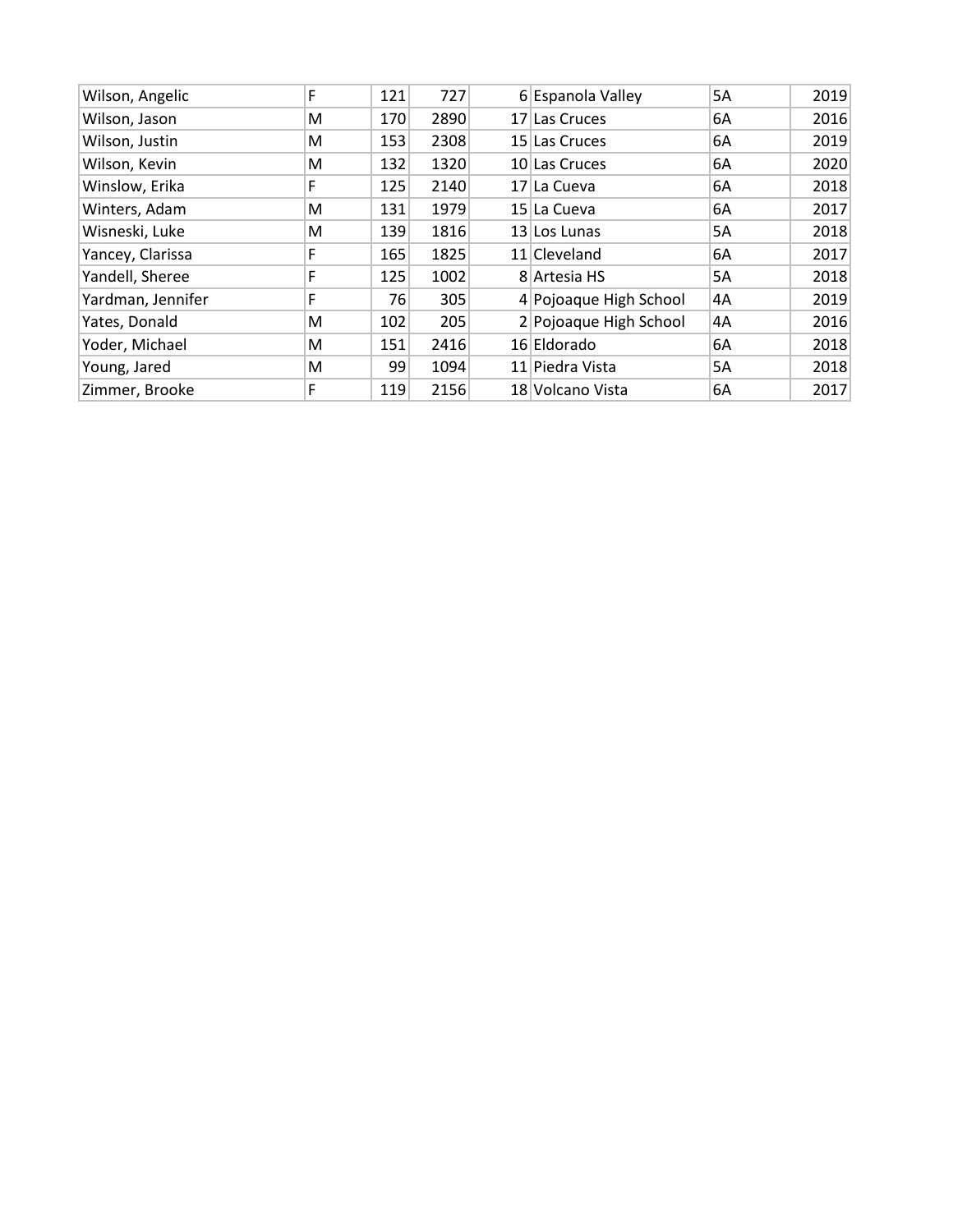| | | | | | | | |
|---|---|---|---|---|---|---|---|
| Wilson, Angelic | F | 121 | 727 | 6 | Espanola Valley | 5A | 2019 |
| Wilson, Jason | M | 170 | 2890 | 17 | Las Cruces | 6A | 2016 |
| Wilson, Justin | M | 153 | 2308 | 15 | Las Cruces | 6A | 2019 |
| Wilson, Kevin | M | 132 | 1320 | 10 | Las Cruces | 6A | 2020 |
| Winslow, Erika | F | 125 | 2140 | 17 | La Cueva | 6A | 2018 |
| Winters, Adam | M | 131 | 1979 | 15 | La Cueva | 6A | 2017 |
| Wisneski, Luke | M | 139 | 1816 | 13 | Los Lunas | 5A | 2018 |
| Yancey, Clarissa | F | 165 | 1825 | 11 | Cleveland | 6A | 2017 |
| Yandell, Sheree | F | 125 | 1002 | 8 | Artesia HS | 5A | 2018 |
| Yardman, Jennifer | F | 76 | 305 | 4 | Pojoaque High School | 4A | 2019 |
| Yates, Donald | M | 102 | 205 | 2 | Pojoaque High School | 4A | 2016 |
| Yoder, Michael | M | 151 | 2416 | 16 | Eldorado | 6A | 2018 |
| Young, Jared | M | 99 | 1094 | 11 | Piedra Vista | 5A | 2018 |
| Zimmer, Brooke | F | 119 | 2156 | 18 | Volcano Vista | 6A | 2017 |